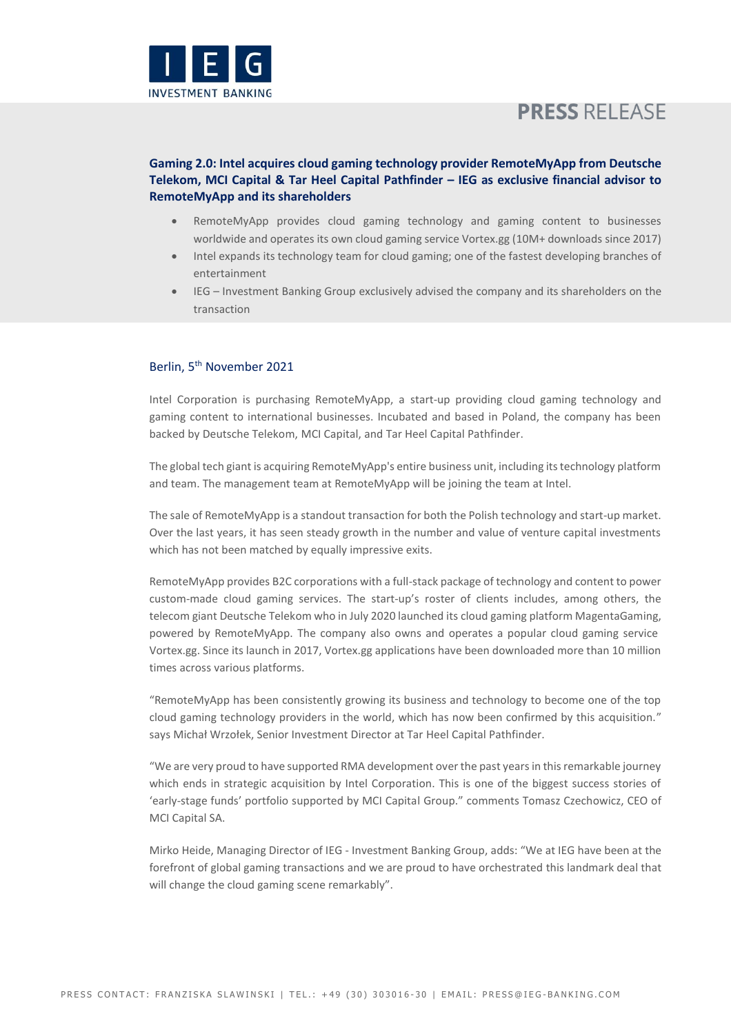# PRESS RELEASE

## Gaming 2.0: Intel acquires cloud gaming technology provider RemoteMyApp from Deutsche Telekom, MCI Capital & Tar Heel Capital Pathfinder – IEG as exclusive financial advisor to RemoteMyApp and its shareholders

- RemoteMyApp provides cloud gaming technology and gaming content to businesses worldwide and operates its own cloud gaming service Vortex.gg (10M+ downloads since 2017)
- Intel expands its technology team for cloud gaming; one of the fastest developing branches of entertainment
- IEG – Investment Banking Group exclusively advised the company and its shareholders on the transaction

Berlin, 5th November 2021

Intel Corporation is purchasing RemoteMyApp, a start-up providing cloud gaming technology and gaming content to international businesses. Incubated and based in Poland, the company has been backed by Deutsche Telekom, MCI Capital, and Tar Heel Capital Pathfinder.

The global tech giant is acquiring RemoteMyApp's entire business unit, including its technology platform and team. The management team at RemoteMyApp will be joining the team at Intel.

The sale of RemoteMyApp is a standout transaction for both the Polish technology and start-up market. Over the last years, it has seen steady growth in the number and value of venture capital investments which has not been matched by equally impressive exits.

RemoteMyApp provides B2C corporations with a full-stack package of technology and content to power custom-made cloud gaming services. The start-up's roster of clients includes, among others, the telecom giant Deutsche Telekom who in July 2020 launched its cloud gaming platform MagentaGaming, powered by RemoteMyApp. The company also owns and operates a popular cloud gaming service Vortex.gg. Since its launch in 2017, Vortex.gg applications have been downloaded more than 10 million times across various platforms.

"RemoteMyApp has been consistently growing its business and technology to become one of the top cloud gaming technology providers in the world, which has now been confirmed by this acquisition." says Michał Wrzołek, Senior Investment Director at Tar Heel Capital Pathfinder.

"We are very proud to have supported RMA development over the past years in this remarkable journey which ends in strategic acquisition by Intel Corporation. This is one of the biggest success stories of 'early-stage funds' portfolio supported by MCI Capital Group." comments Tomasz Czechowicz, CEO of MCI Capital SA.

Mirko Heide, Managing Director of IEG - Investment Banking Group, adds: "We at IEG have been at the forefront of global gaming transactions and we are proud to have orchestrated this landmark deal that will change the cloud gaming scene remarkably".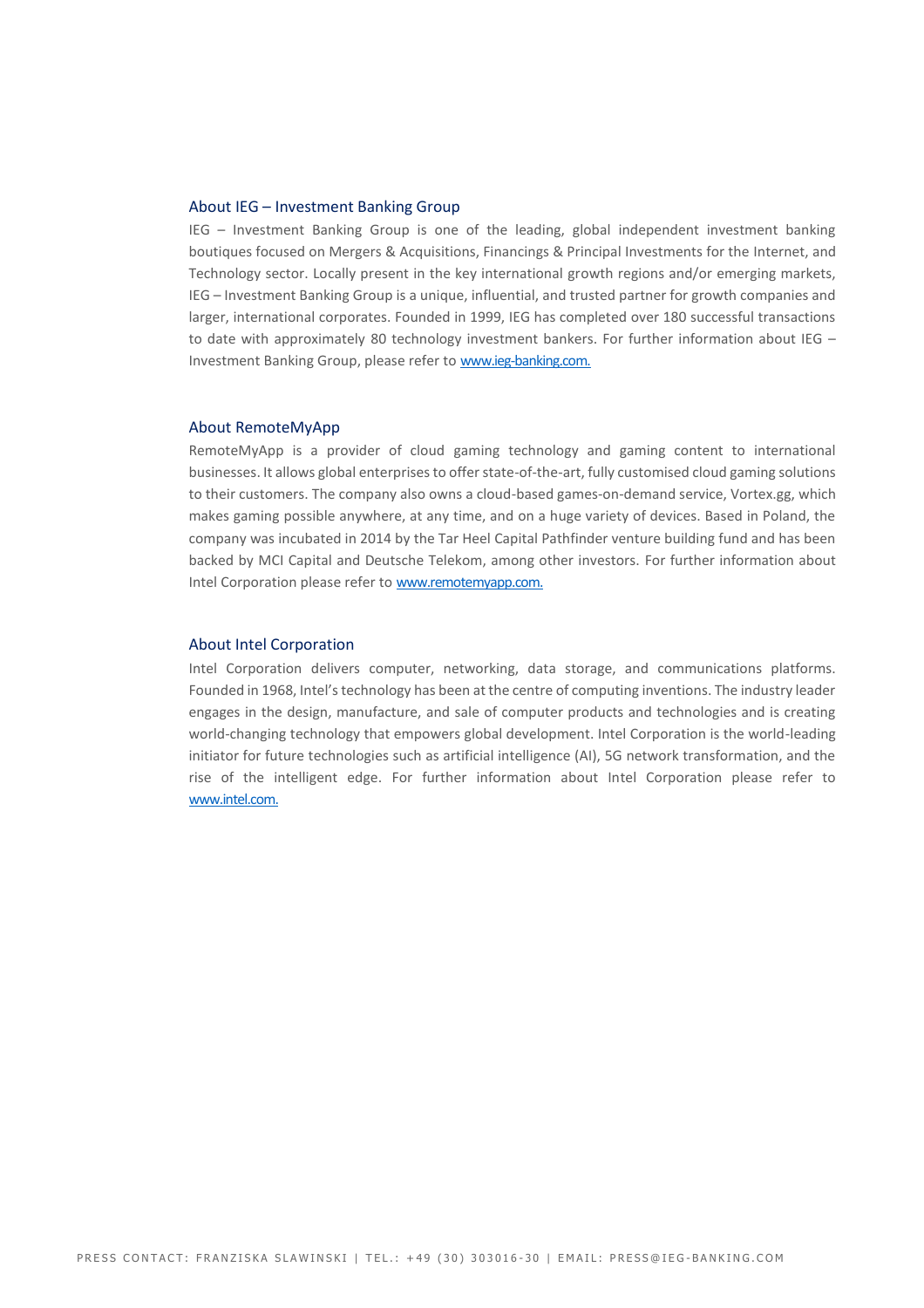## About IEG – Investment Banking Group

IEG – Investment Banking Group is one of the leading, global independent investment banking boutiques focused on Mergers & Acquisitions, Financings & Principal Investments for the Internet, and Technology sector. Locally present in the key international growth regions and/or emerging markets, IEG – Investment Banking Group is a unique, influential, and trusted partner for growth companies and larger, international corporates. Founded in 1999, IEG has completed over 180 successful transactions to date with approximately 80 technology investment bankers. For further information about IEG – Investment Banking Group, please refer to www.ieg-banking.com.

## About RemoteMyApp

RemoteMyApp is a provider of cloud gaming technology and gaming content to international businesses. It allows global enterprises to offer state-of-the-art, fully customised cloud gaming solutions to their customers. The company also owns a cloud-based games-on-demand service, Vortex.gg, which makes gaming possible anywhere, at any time, and on a huge variety of devices. Based in Poland, the company was incubated in 2014 by the Tar Heel Capital Pathfinder venture building fund and has been backed by MCI Capital and Deutsche Telekom, among other investors. For further information about Intel Corporation please refer to www.remotemyapp.com.

## About Intel Corporation

Intel Corporation delivers computer, networking, data storage, and communications platforms. Founded in 1968, Intel's technology has been at the centre of computing inventions. The industry leader engages in the design, manufacture, and sale of computer products and technologies and is creating world-changing technology that empowers global development. Intel Corporation is the world-leading initiator for future technologies such as artificial intelligence (AI), 5G network transformation, and the rise of the intelligent edge. For further information about Intel Corporation please refer to www.intel.com.

PRESS CONTACT: FRANZISKA SLAWINSKI | TEL.: +49 (30) 303016-30 | EMAIL: PRESS@IEG-BANKING.COM